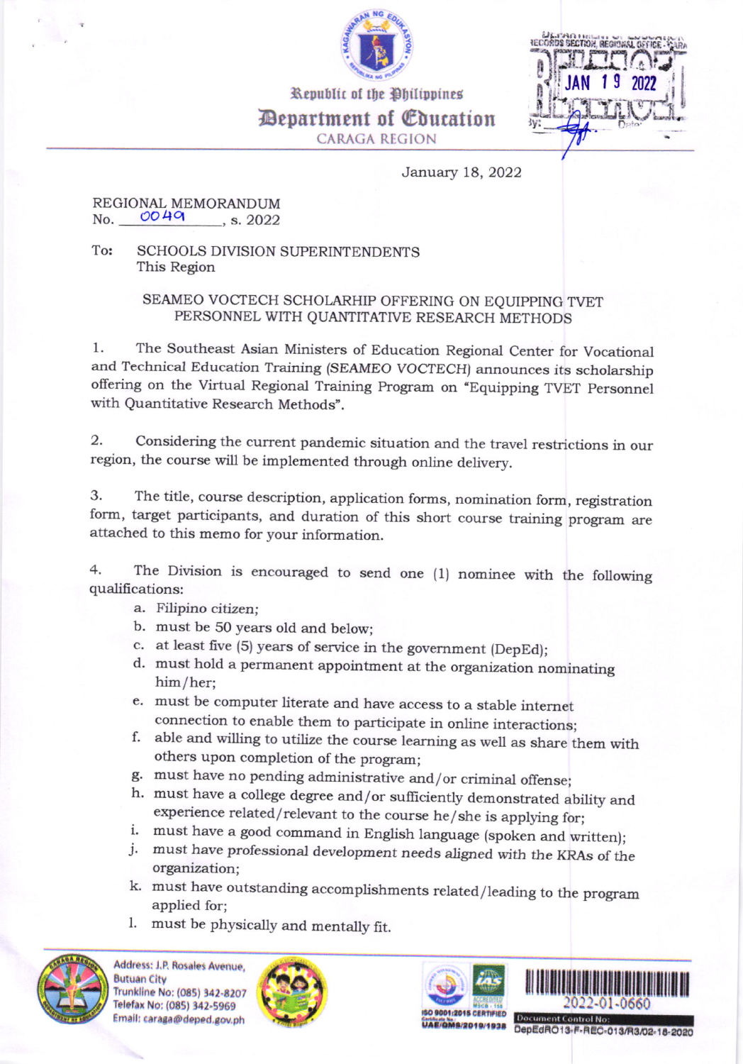Republic of the Philippines
**Department of Education**
CARAGA REGION

January 18, 2022

REGIONAL MEMORANDUM
No. 0049, s. 2022

To: SCHOOLS DIVISION SUPERINTENDENTS
This Region

SEAMEO VOCTECH SCHOLARHIP OFFERING ON EQUIPPING TVET PERSONNEL WITH QUANTITATIVE RESEARCH METHODS

1. The Southeast Asian Ministers of Education Regional Center for Vocational and Technical Education Training (SEAMEO VOCTECH) announces its scholarship offering on the Virtual Regional Training Program on "Equipping TVET Personnel with Quantitative Research Methods".

2. Considering the current pandemic situation and the travel restrictions in our region, the course will be implemented through online delivery.

3. The title, course description, application forms, nomination form, registration form, target participants, and duration of this short course training program are attached to this memo for your information.

4. The Division is encouraged to send one (1) nominee with the following qualifications:

   a. Filipino citizen;
   b. must be 50 years old and below;
   c. at least five (5) years of service in the government (DepEd);
   d. must hold a permanent appointment at the organization nominating him/her;
   e. must be computer literate and have access to a stable internet connection to enable them to participate in online interactions;
   f. able and willing to utilize the course learning as well as share them with others upon completion of the program;
   g. must have no pending administrative and/or criminal offense;
   h. must have a college degree and/or sufficiently demonstrated ability and experience related/relevant to the course he/she is applying for;
   i. must have a good command in English language (spoken and written);
   j. must have professional development needs aligned with the KRAs of the organization;
   k. must have outstanding accomplishments related/leading to the program applied for;
   l. must be physically and mentally fit.

Address: J.P. Rosales Avenue, Butuan City
Trunkline No: (085) 342-8207
Telefax No: (085) 342-5969
Email: caraga@deped.gov.ph

2022-01-0660
Document Control No: DepEdRO13-F-REC-013/R3/02-18-2020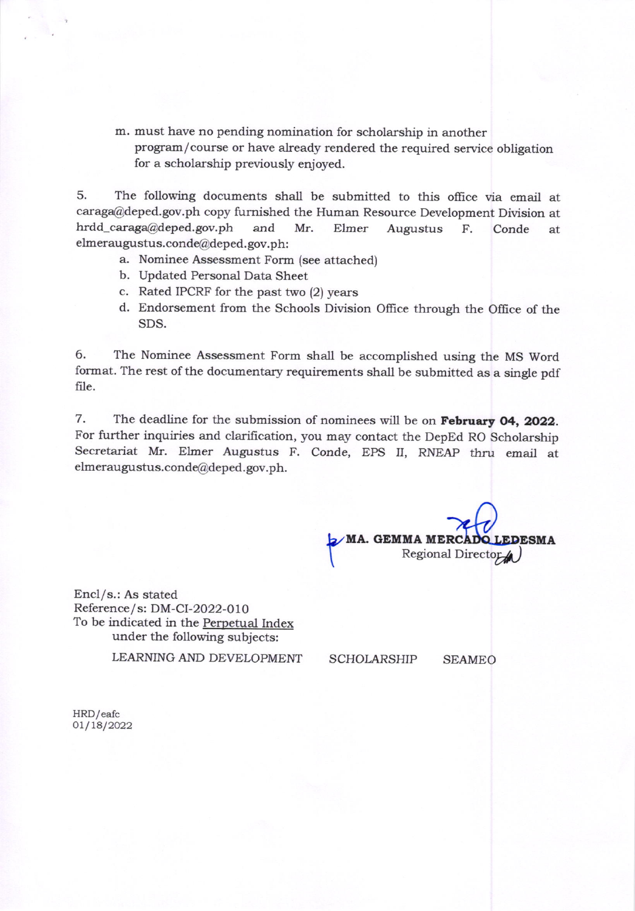m. must have no pending nomination for scholarship in another program/course or have already rendered the required service obligation for a scholarship previously enjoyed.

5. The following documents shall be submitted to this office via email at caraga@deped.gov.ph copy furnished the Human Resource Development Division at hrdd_caraga@deped.gov.ph and Mr. Elmer Augustus F. Conde at elmeraugustus.conde@deped.gov.ph:

   a. Nominee Assessment Form (see attached)
   b. Updated Personal Data Sheet
   c. Rated IPCRF for the past two (2) years
   d. Endorsement from the Schools Division Office through the Office of the SDS.

6. The Nominee Assessment Form shall be accomplished using the MS Word format. The rest of the documentary requirements shall be submitted as a single pdf file.

7. The deadline for the submission of nominees will be on **February 04, 2022**. For further inquiries and clarification, you may contact the DepEd RO Scholarship Secretariat Mr. Elmer Augustus F. Conde, EPS II, RNEAP thru email at elmeraugustus.conde@deped.gov.ph.

**MA. GEMMA MERCADO LEDESMA**
Regional Director

Encl/s.: As stated
Reference/s: DM-CI-2022-010
To be indicated in the Perpetual Index
under the following subjects:

LEARNING AND DEVELOPMENT    SCHOLARSHIP    SEAMEO

HRD/eafc
01/18/2022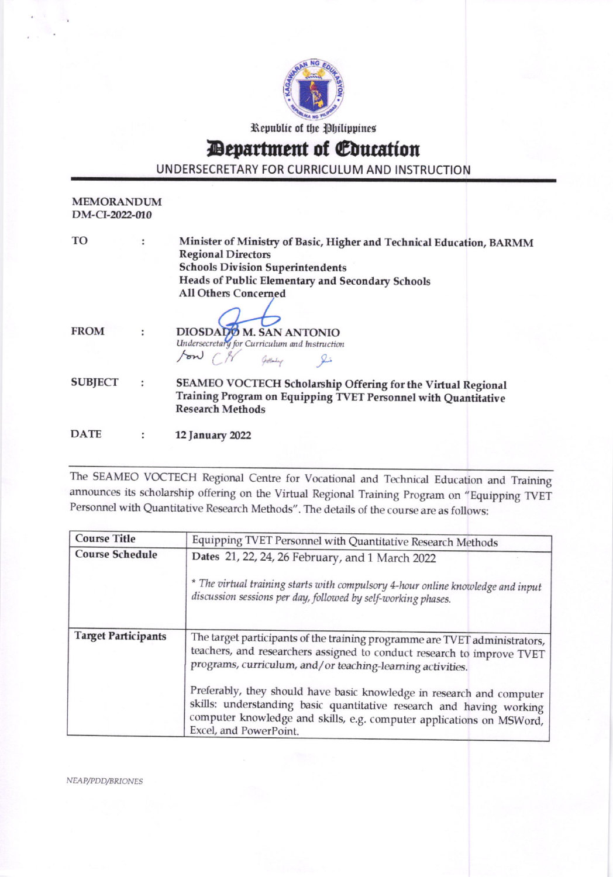Republic of the Philippines

# Department of Education

UNDERSECRETARY FOR CURRICULUM AND INSTRUCTION

**MEMORANDUM**
**DM-CI-2022-010**

| | | |
|---|---|---|
| TO | : | **Minister of Ministry of Basic, Higher and Technical Education, BARMM**<br>**Regional Directors**<br>**Schools Division Superintendents**<br>**Heads of Public Elementary and Secondary Schools**<br>**All Others Concerned** |
| FROM | : | **DIOSDADO M. SAN ANTONIO**<br>*Undersecretary for Curriculum and Instruction* |
| SUBJECT | : | **SEAMEO VOCTECH Scholarship Offering for the Virtual Regional Training Program on Equipping TVET Personnel with Quantitative Research Methods** |
| DATE | : | **12 January 2022** |

The SEAMEO VOCTECH Regional Centre for Vocational and Technical Education and Training announces its scholarship offering on the Virtual Regional Training Program on "Equipping TVET Personnel with Quantitative Research Methods". The details of the course are as follows:

| | |
|---|---|
| **Course Title** | Equipping TVET Personnel with Quantitative Research Methods |
| **Course Schedule** | Dates 21, 22, 24, 26 February, and 1 March 2022<br><br>* *The virtual training starts with compulsory 4-hour online knowledge and input discussion sessions per day, followed by self-working phases.* |
| **Target Participants** | The target participants of the training programme are TVET administrators, teachers, and researchers assigned to conduct research to improve TVET programs, curriculum, and/or teaching-learning activities.<br><br>Preferably, they should have basic knowledge in research and computer skills: understanding basic quantitative research and having working computer knowledge and skills, e.g. computer applications on MSWord, Excel, and PowerPoint. |

NEAP/PDD/BRIONES